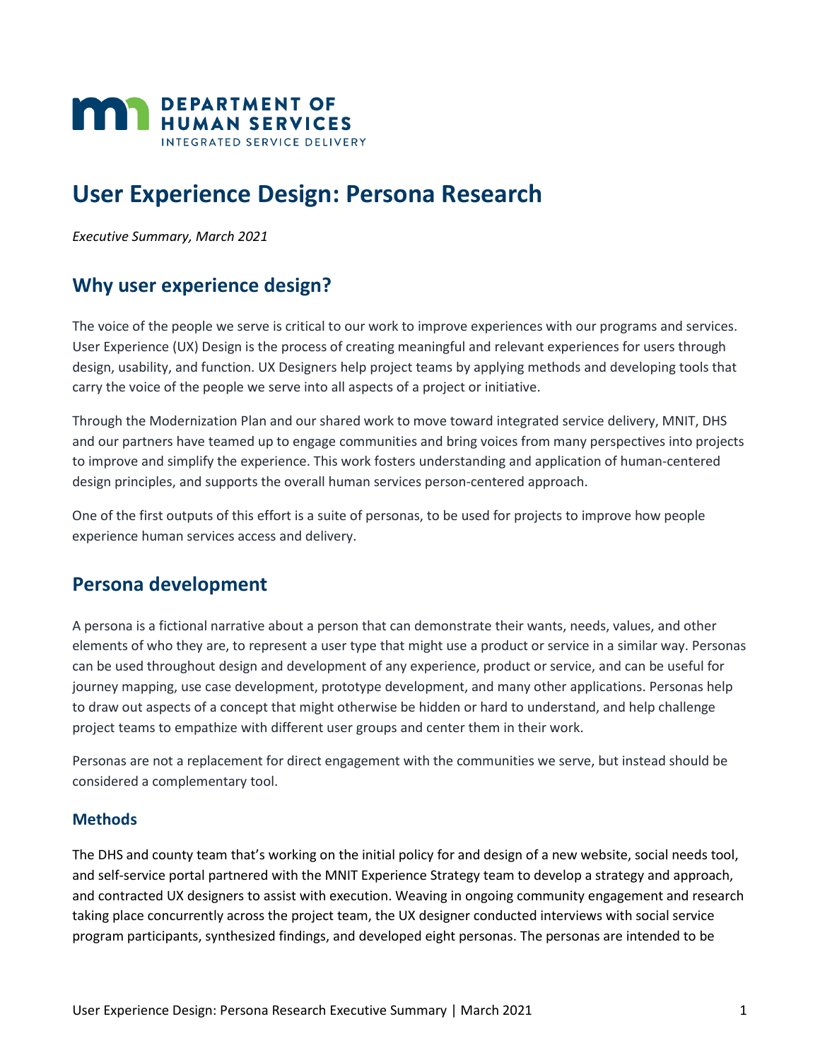DEPARTMENT OF HUMAN SERVICES
INTEGRATED SERVICE DELIVERY

# User Experience Design: Persona Research

*Executive Summary, March 2021*

## Why user experience design?

The voice of the people we serve is critical to our work to improve experiences with our programs and services. User Experience (UX) Design is the process of creating meaningful and relevant experiences for users through design, usability, and function. UX Designers help project teams by applying methods and developing tools that carry the voice of the people we serve into all aspects of a project or initiative.

Through the Modernization Plan and our shared work to move toward integrated service delivery, MNIT, DHS and our partners have teamed up to engage communities and bring voices from many perspectives into projects to improve and simplify the experience. This work fosters understanding and application of human-centered design principles, and supports the overall human services person-centered approach.

One of the first outputs of this effort is a suite of personas, to be used for projects to improve how people experience human services access and delivery.

## Persona development

A persona is a fictional narrative about a person that can demonstrate their wants, needs, values, and other elements of who they are, to represent a user type that might use a product or service in a similar way. Personas can be used throughout design and development of any experience, product or service, and can be useful for journey mapping, use case development, prototype development, and many other applications. Personas help to draw out aspects of a concept that might otherwise be hidden or hard to understand, and help challenge project teams to empathize with different user groups and center them in their work.

Personas are not a replacement for direct engagement with the communities we serve, but instead should be considered a complementary tool.

### Methods

The DHS and county team that's working on the initial policy for and design of a new website, social needs tool, and self-service portal partnered with the MNIT Experience Strategy team to develop a strategy and approach, and contracted UX designers to assist with execution. Weaving in ongoing community engagement and research taking place concurrently across the project team, the UX designer conducted interviews with social service program participants, synthesized findings, and developed eight personas. The personas are intended to be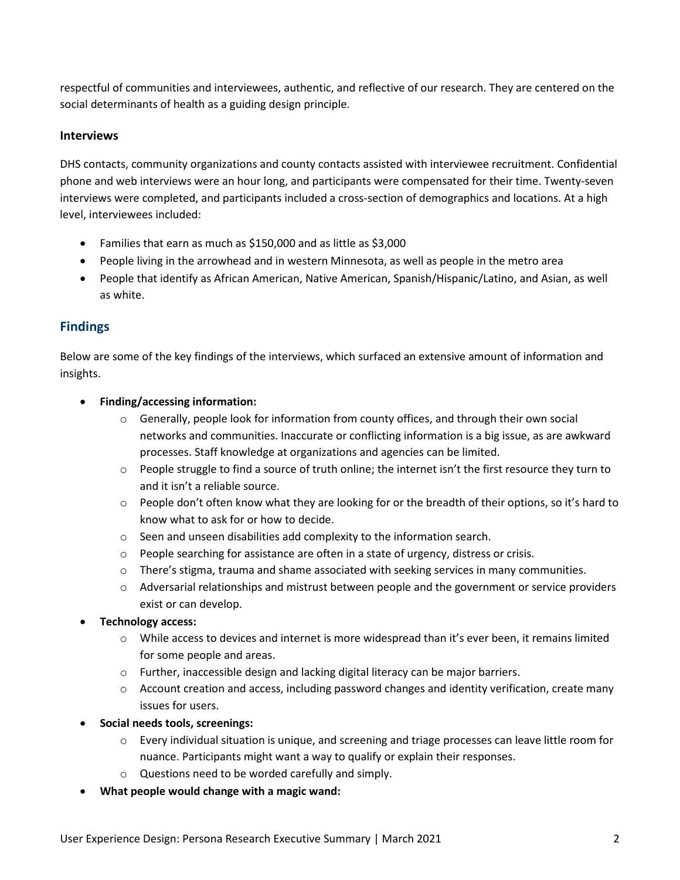respectful of communities and interviewees, authentic, and reflective of our research. They are centered on the social determinants of health as a guiding design principle.

### Interviews

DHS contacts, community organizations and county contacts assisted with interviewee recruitment. Confidential phone and web interviews were an hour long, and participants were compensated for their time. Twenty-seven interviews were completed, and participants included a cross-section of demographics and locations. At a high level, interviewees included:

- Families that earn as much as $150,000 and as little as $3,000
- People living in the arrowhead and in western Minnesota, as well as people in the metro area
- People that identify as African American, Native American, Spanish/Hispanic/Latino, and Asian, as well as white.

## Findings

Below are some of the key findings of the interviews, which surfaced an extensive amount of information and insights.

- **Finding/accessing information:**
  - Generally, people look for information from county offices, and through their own social networks and communities. Inaccurate or conflicting information is a big issue, as are awkward processes. Staff knowledge at organizations and agencies can be limited.
  - People struggle to find a source of truth online; the internet isn't the first resource they turn to and it isn't a reliable source.
  - People don't often know what they are looking for or the breadth of their options, so it's hard to know what to ask for or how to decide.
  - Seen and unseen disabilities add complexity to the information search.
  - People searching for assistance are often in a state of urgency, distress or crisis.
  - There's stigma, trauma and shame associated with seeking services in many communities.
  - Adversarial relationships and mistrust between people and the government or service providers exist or can develop.
- **Technology access:**
  - While access to devices and internet is more widespread than it's ever been, it remains limited for some people and areas.
  - Further, inaccessible design and lacking digital literacy can be major barriers.
  - Account creation and access, including password changes and identity verification, create many issues for users.
- **Social needs tools, screenings:**
  - Every individual situation is unique, and screening and triage processes can leave little room for nuance. Participants might want a way to qualify or explain their responses.
  - Questions need to be worded carefully and simply.
- **What people would change with a magic wand:**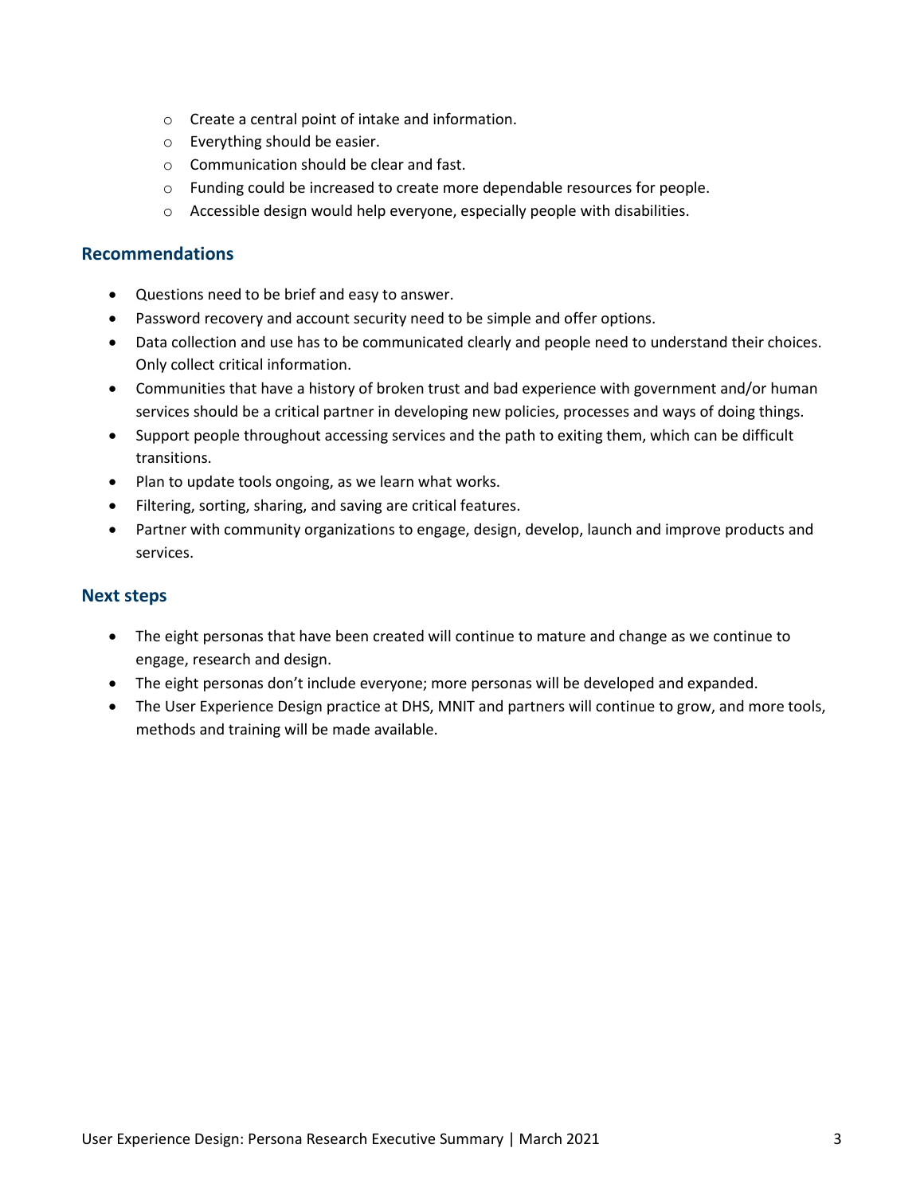- Create a central point of intake and information.
- Everything should be easier.
- Communication should be clear and fast.
- Funding could be increased to create more dependable resources for people.
- Accessible design would help everyone, especially people with disabilities.

## Recommendations

- Questions need to be brief and easy to answer.
- Password recovery and account security need to be simple and offer options.
- Data collection and use has to be communicated clearly and people need to understand their choices. Only collect critical information.
- Communities that have a history of broken trust and bad experience with government and/or human services should be a critical partner in developing new policies, processes and ways of doing things.
- Support people throughout accessing services and the path to exiting them, which can be difficult transitions.
- Plan to update tools ongoing, as we learn what works.
- Filtering, sorting, sharing, and saving are critical features.
- Partner with community organizations to engage, design, develop, launch and improve products and services.

## Next steps

- The eight personas that have been created will continue to mature and change as we continue to engage, research and design.
- The eight personas don't include everyone; more personas will be developed and expanded.
- The User Experience Design practice at DHS, MNIT and partners will continue to grow, and more tools, methods and training will be made available.